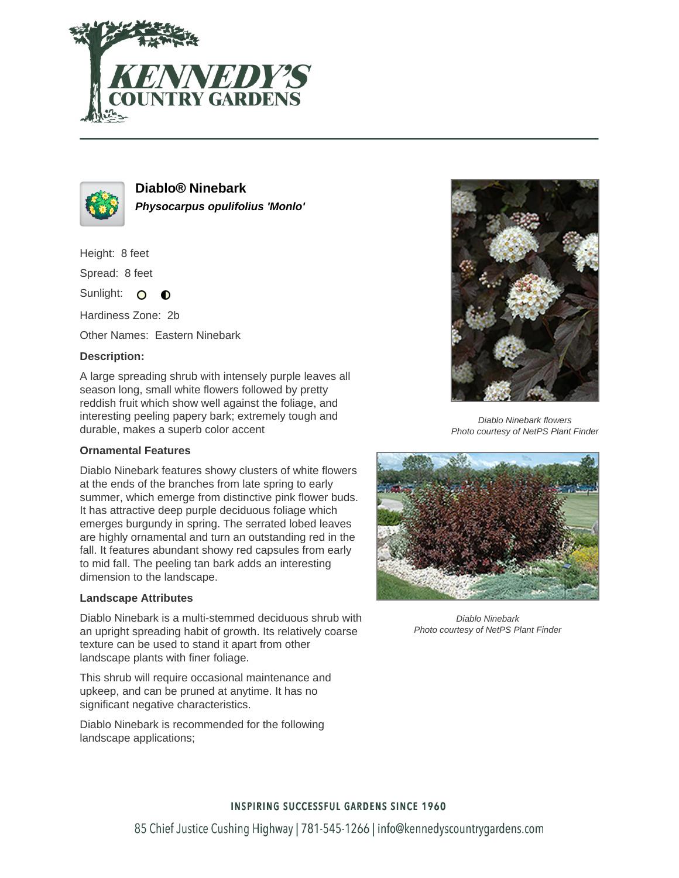# Diablo® Ninebark

***Physocarpus opulifolius 'Monlo'***

Height: 8 feet

Spread: 8 feet

Sunlight:

Hardiness Zone: 2b

Other Names: Eastern Ninebark

**Description:**

A large spreading shrub with intensely purple leaves all season long, small white flowers followed by pretty reddish fruit which show well against the foliage, and interesting peeling papery bark; extremely tough and durable, makes a superb color accent

### Ornamental Features

Diablo Ninebark features showy clusters of white flowers at the ends of the branches from late spring to early summer, which emerge from distinctive pink flower buds. It has attractive deep purple deciduous foliage which emerges burgundy in spring. The serrated lobed leaves are highly ornamental and turn an outstanding red in the fall. It features abundant showy red capsules from early to mid fall. The peeling tan bark adds an interesting dimension to the landscape.

### Landscape Attributes

Diablo Ninebark is a multi-stemmed deciduous shrub with an upright spreading habit of growth. Its relatively coarse texture can be used to stand it apart from other landscape plants with finer foliage.

This shrub will require occasional maintenance and upkeep, and can be pruned at anytime. It has no significant negative characteristics.

Diablo Ninebark is recommended for the following landscape applications;

*Diablo Ninebark flowers*
*Photo courtesy of NetPS Plant Finder*

*Diablo Ninebark*
*Photo courtesy of NetPS Plant Finder*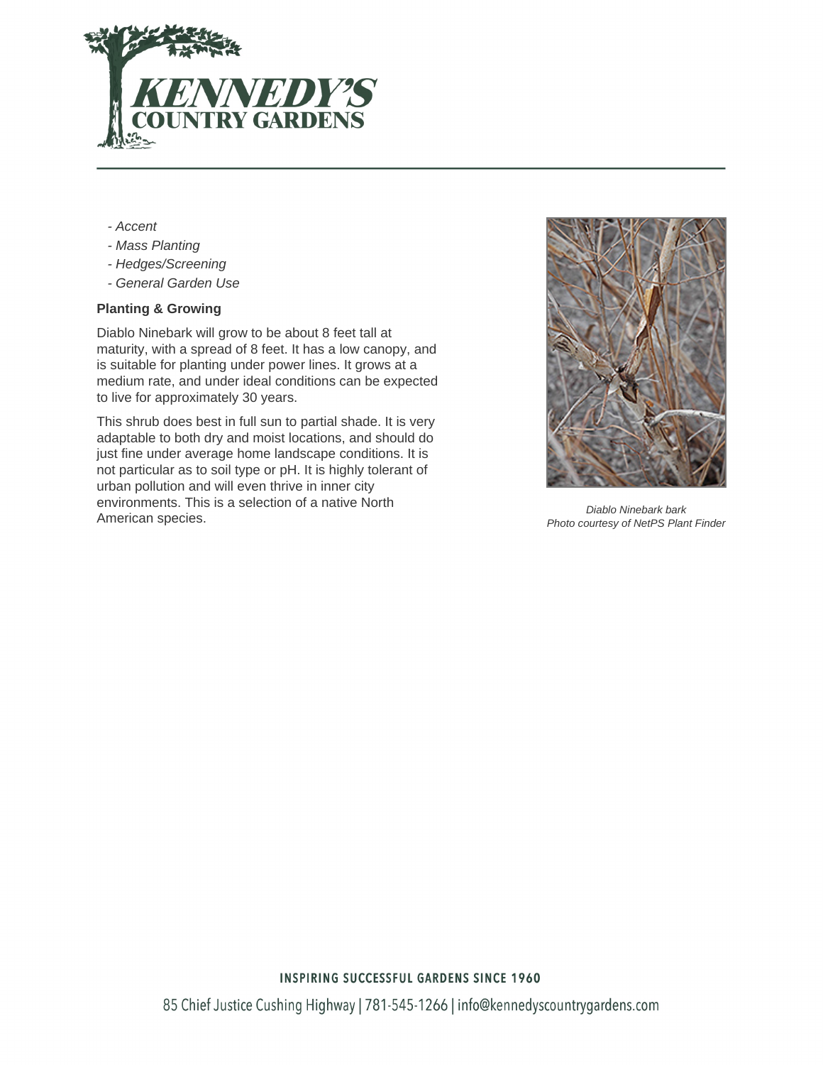- *Accent*
- *Mass Planting*
- *Hedges/Screening*
- *General Garden Use*

**Planting & Growing**

Diablo Ninebark will grow to be about 8 feet tall at maturity, with a spread of 8 feet. It has a low canopy, and is suitable for planting under power lines. It grows at a medium rate, and under ideal conditions can be expected to live for approximately 30 years.

This shrub does best in full sun to partial shade. It is very adaptable to both dry and moist locations, and should do just fine under average home landscape conditions. It is not particular as to soil type or pH. It is highly tolerant of urban pollution and will even thrive in inner city environments. This is a selection of a native North American species.

*Diablo Ninebark bark*
*Photo courtesy of NetPS Plant Finder*

INSPIRING SUCCESSFUL GARDENS SINCE 1960

85 Chief Justice Cushing Highway | 781-545-1266 | info@kennedyscountrygardens.com